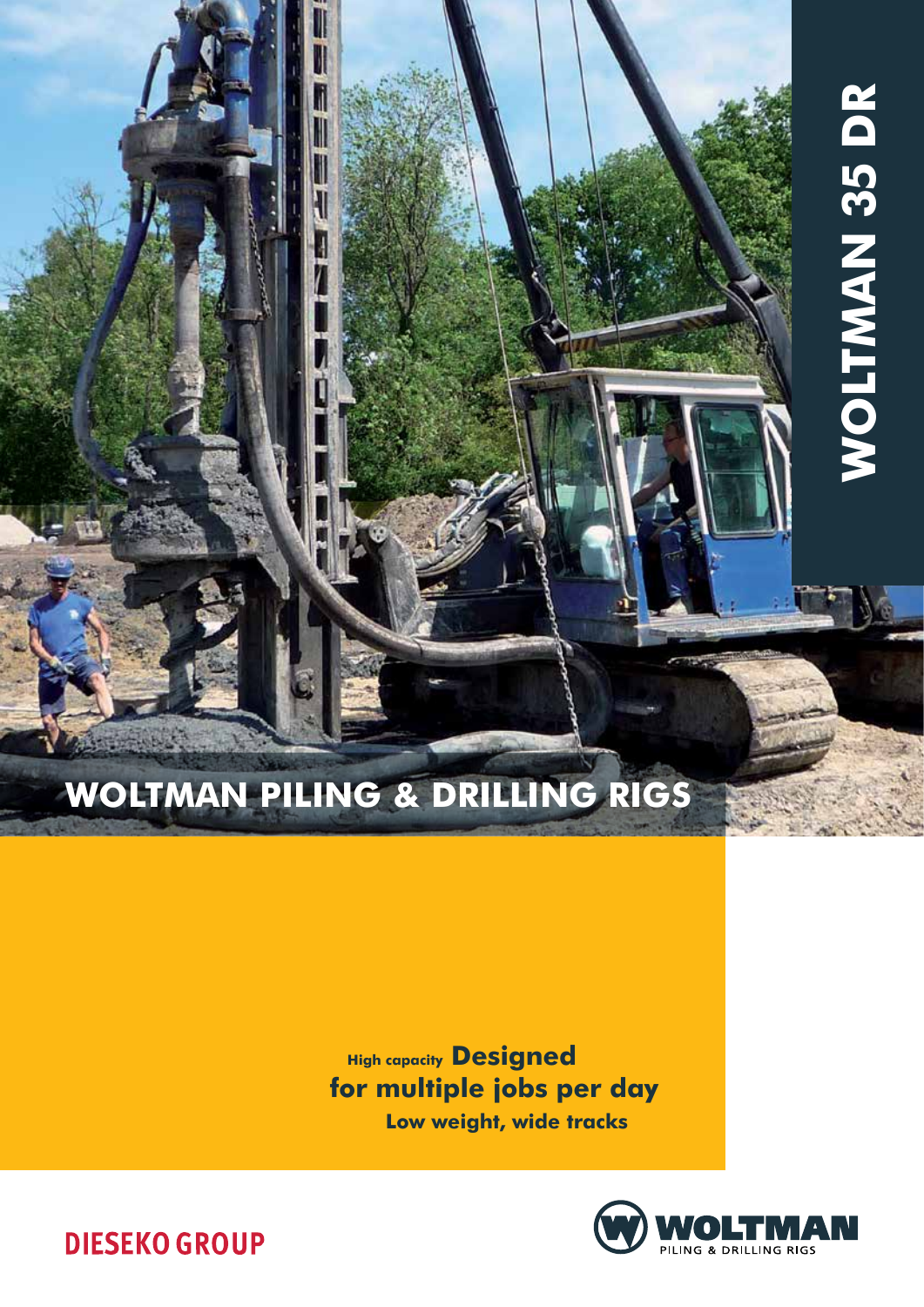# WOLTMAN 35 DR

## WOLTMAN PILING & DRILLING RIGS

**High capacity** **Designed for multiple jobs per day**

**Low weight, wide tracks**

DIESEKO GROUP

WOLTMAN PILING & DRILLING RIGS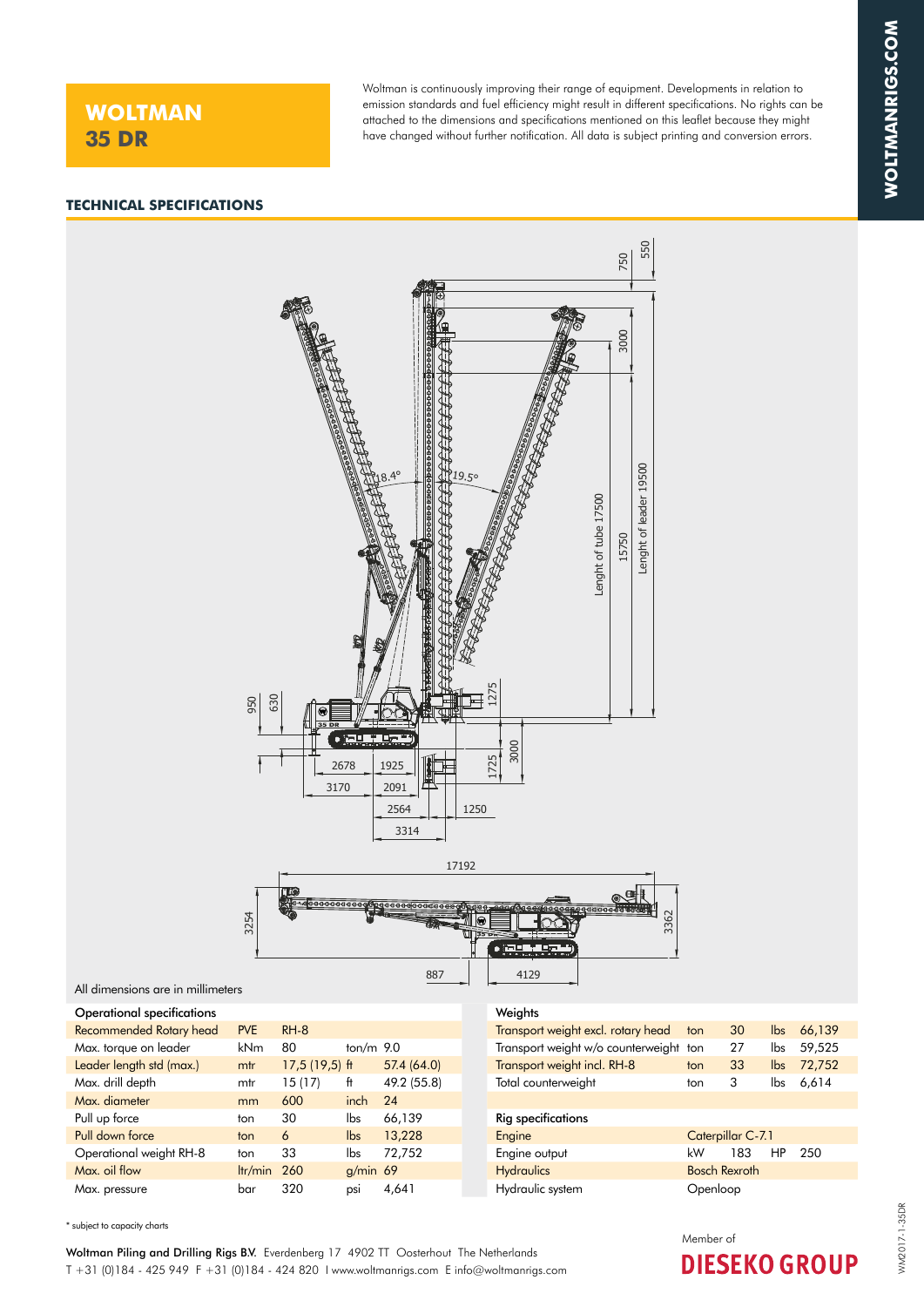# WOLTMAN 35 DR

Woltman is continuously improving their range of equipment. Developments in relation to emission standards and fuel efficiency might result in different specifications. No rights can be attached to the dimensions and specifications mentioned on this leaflet because they might have changed without further notification. All data is subject printing and conversion errors.

## TECHNICAL SPECIFICATIONS

750
550
3000
Lenght of tube 17500
15750
Lenght of leader 19500
18.4°
19.5°
950
630
1275
3000
1725
2678
1925
3170
2091
2564
1250
3314
17192
3254
3362
887
4129

All dimensions are in millimeters

| Operational specifications | | | | |
|---|---|---|---|---|
| Recommended Rotary head | PVE | RH-8 | | |
| Max. torque on leader | kNm | 80 | ton/m | 9.0 |
| Leader length std (max.) | mtr | 17,5 (19,5) | ft | 57.4 (64.0) |
| Max. drill depth | mtr | 15 (17) | ft | 49.2 (55.8) |
| Max. diameter | mm | 600 | inch | 24 |
| Pull up force | ton | 30 | lbs | 66,139 |
| Pull down force | ton | 6 | lbs | 13,228 |
| Operational weight RH-8 | ton | 33 | lbs | 72,752 |
| Max. oil flow | ltr/min | 260 | g/min | 69 |
| Max. pressure | bar | 320 | psi | 4,641 |

| Weights | | | | |
|---|---|---|---|---|
| Transport weight excl. rotary head | ton | 30 | lbs | 66,139 |
| Transport weight w/o counterweight | ton | 27 | lbs | 59,525 |
| Transport weight incl. RH-8 | ton | 33 | lbs | 72,752 |
| Total counterweight | ton | 3 | lbs | 6,614 |

| Rig specifications | | | | |
|---|---|---|---|---|
| Engine | Caterpillar C-7.1 | | | |
| Engine output | kW | 183 | HP | 250 |
| Hydraulics | Bosch Rexroth | | | |
| Hydraulic system | Openloop | | | |

* subject to capacity charts

**Woltman Piling and Drilling Rigs B.V.** Everdenberg 17 4902 TT Oosterhout The Netherlands
T +31 (0)184 - 425 949 F +31 (0)184 - 424 820 I www.woltmanrigs.com E info@woltmanrigs.com

Member of DIESEKO GROUP

WM2017-1-35DR